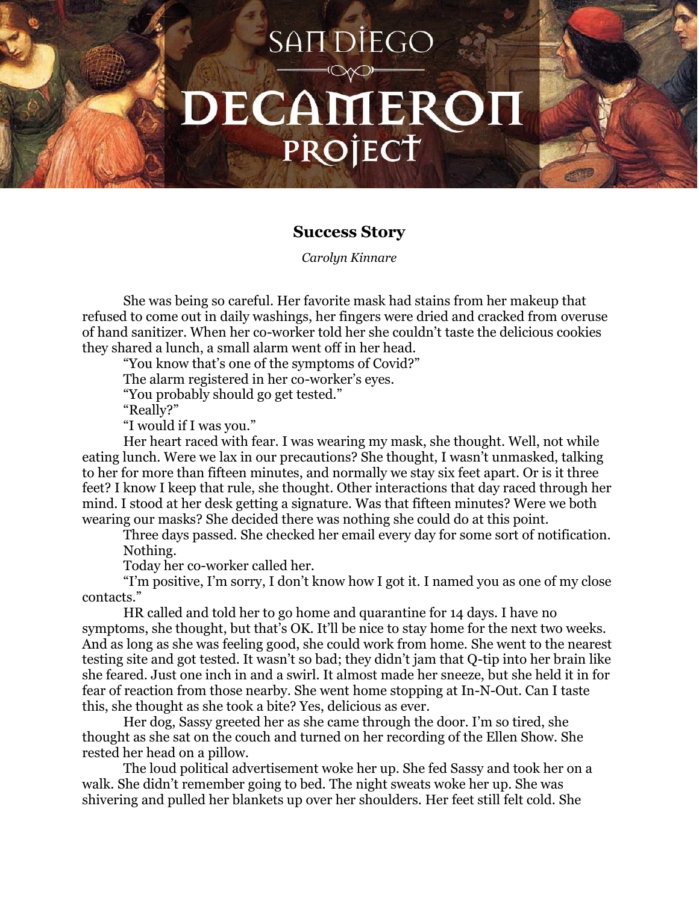# Success Story

*Carolyn Kinnare*

She was being so careful. Her favorite mask had stains from her makeup that refused to come out in daily washings, her fingers were dried and cracked from overuse of hand sanitizer. When her co-worker told her she couldn't taste the delicious cookies they shared a lunch, a small alarm went off in her head.

"You know that's one of the symptoms of Covid?"

The alarm registered in her co-worker's eyes.

"You probably should go get tested."

"Really?"

"I would if I was you."

Her heart raced with fear. I was wearing my mask, she thought. Well, not while eating lunch. Were we lax in our precautions? She thought, I wasn't unmasked, talking to her for more than fifteen minutes, and normally we stay six feet apart. Or is it three feet? I know I keep that rule, she thought. Other interactions that day raced through her mind. I stood at her desk getting a signature. Was that fifteen minutes? Were we both wearing our masks? She decided there was nothing she could do at this point.

Three days passed. She checked her email every day for some sort of notification. Nothing.

Today her co-worker called her.

"I'm positive, I'm sorry, I don't know how I got it. I named you as one of my close contacts."

HR called and told her to go home and quarantine for 14 days. I have no symptoms, she thought, but that's OK. It'll be nice to stay home for the next two weeks. And as long as she was feeling good, she could work from home. She went to the nearest testing site and got tested. It wasn't so bad; they didn't jam that Q-tip into her brain like she feared. Just one inch in and a swirl. It almost made her sneeze, but she held it in for fear of reaction from those nearby. She went home stopping at In-N-Out. Can I taste this, she thought as she took a bite? Yes, delicious as ever.

Her dog, Sassy greeted her as she came through the door. I'm so tired, she thought as she sat on the couch and turned on her recording of the Ellen Show. She rested her head on a pillow.

The loud political advertisement woke her up. She fed Sassy and took her on a walk. She didn't remember going to bed. The night sweats woke her up. She was shivering and pulled her blankets up over her shoulders. Her feet still felt cold. She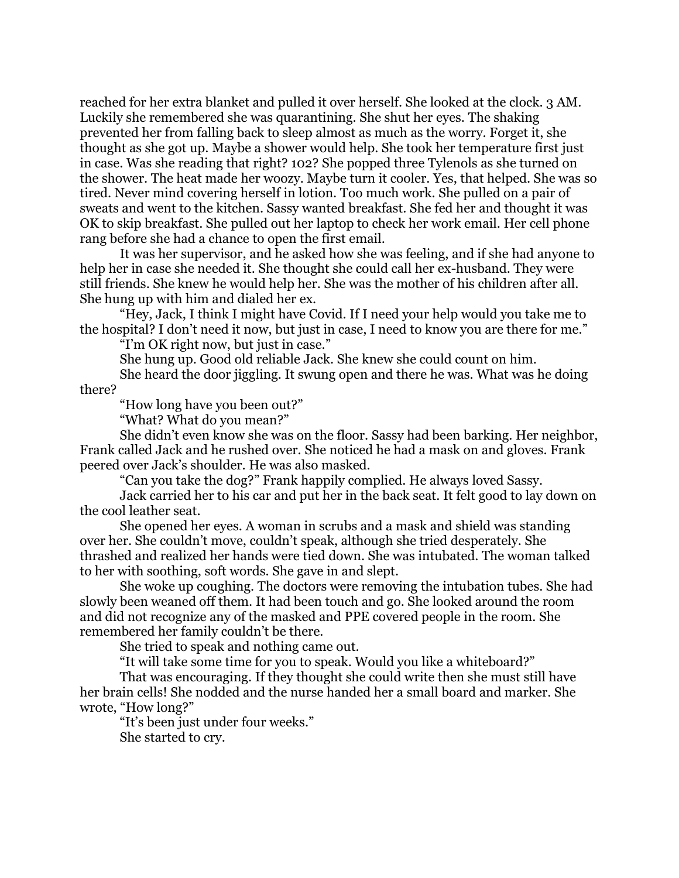reached for her extra blanket and pulled it over herself. She looked at the clock. 3 AM. Luckily she remembered she was quarantining. She shut her eyes. The shaking prevented her from falling back to sleep almost as much as the worry. Forget it, she thought as she got up. Maybe a shower would help. She took her temperature first just in case. Was she reading that right? 102? She popped three Tylenols as she turned on the shower. The heat made her woozy. Maybe turn it cooler. Yes, that helped. She was so tired. Never mind covering herself in lotion. Too much work. She pulled on a pair of sweats and went to the kitchen. Sassy wanted breakfast. She fed her and thought it was OK to skip breakfast. She pulled out her laptop to check her work email. Her cell phone rang before she had a chance to open the first email.

It was her supervisor, and he asked how she was feeling, and if she had anyone to help her in case she needed it. She thought she could call her ex-husband. They were still friends. She knew he would help her. She was the mother of his children after all. She hung up with him and dialed her ex.

"Hey, Jack, I think I might have Covid. If I need your help would you take me to the hospital? I don't need it now, but just in case, I need to know you are there for me."

"I'm OK right now, but just in case."

She hung up. Good old reliable Jack. She knew she could count on him.

She heard the door jiggling. It swung open and there he was. What was he doing there?

"How long have you been out?"

"What? What do you mean?"

She didn't even know she was on the floor. Sassy had been barking. Her neighbor, Frank called Jack and he rushed over. She noticed he had a mask on and gloves. Frank peered over Jack's shoulder. He was also masked.

"Can you take the dog?" Frank happily complied. He always loved Sassy.

Jack carried her to his car and put her in the back seat. It felt good to lay down on the cool leather seat.

She opened her eyes. A woman in scrubs and a mask and shield was standing over her. She couldn't move, couldn't speak, although she tried desperately. She thrashed and realized her hands were tied down. She was intubated. The woman talked to her with soothing, soft words. She gave in and slept.

She woke up coughing. The doctors were removing the intubation tubes. She had slowly been weaned off them. It had been touch and go. She looked around the room and did not recognize any of the masked and PPE covered people in the room. She remembered her family couldn't be there.

She tried to speak and nothing came out.

"It will take some time for you to speak. Would you like a whiteboard?"

That was encouraging. If they thought she could write then she must still have her brain cells! She nodded and the nurse handed her a small board and marker. She wrote, "How long?"

"It's been just under four weeks."

She started to cry.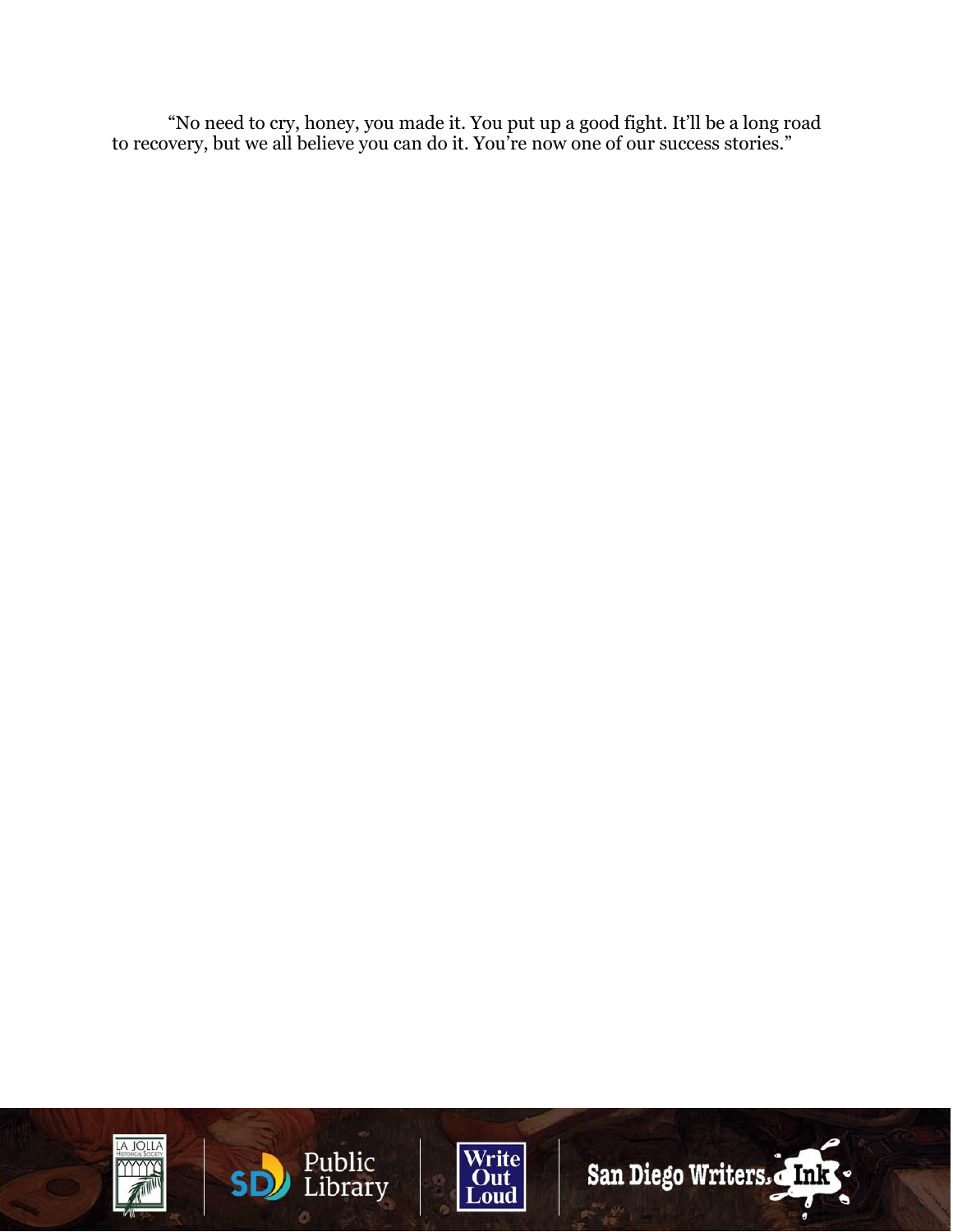“No need to cry, honey, you made it. You put up a good fight. It’ll be a long road to recovery, but we all believe you can do it. You’re now one of our success stories.”